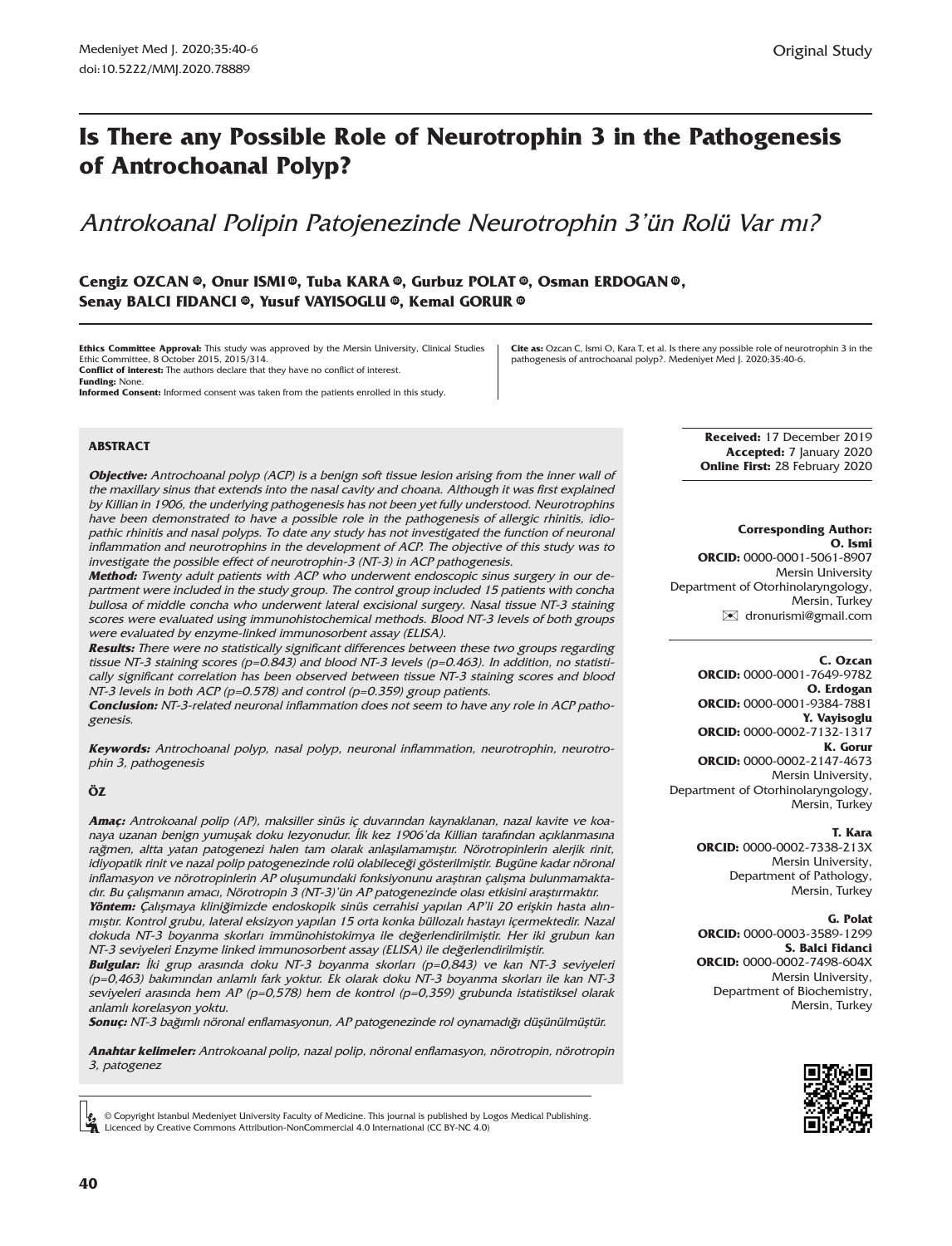Original Study

# Is There any Possible Role of Neurotrophin 3 in the Pathogenesis of Antrochoanal Polyp?

## *Antrokoanal Polipin Patojenezinde Neurotrophin 3'ün Rolü Var mı?*

**Cengiz OZCAN, Onur ISMI, Tuba KARA, Gurbuz POLAT, Osman ERDOGAN, Senay BALCI FIDANCI, Yusuf VAYISOGLU, Kemal GORUR**

**Ethics Committee Approval:** This study was approved by the Mersin University, Clinical Studies Ethic Committee, 8 October 2015, 2015/314.
**Conflict of interest:** The authors declare that they have no conflict of interest.
**Funding:** None.
**Informed Consent:** Informed consent was taken from the patients enrolled in this study.

**Cite as:** Ozcan C, Ismi O, Kara T, et al. Is there any possible role of neurotrophin 3 in the pathogenesis of antrochoanal polyp?. Medeniyet Med J. 2020;35:40-6.

**Received:** 17 December 2019
**Accepted:** 7 January 2020
**Online First:** 28 February 2020

**Corresponding Author:**
**O. Ismi**
**ORCID:** 0000-0001-5061-8907
Mersin University
Department of Otorhinolaryngology,
Mersin, Turkey
dronurismi@gmail.com

**C. Ozcan**
**ORCID:** 0000-0001-7649-9782
**O. Erdogan**
**ORCID:** 0000-0001-9384-7881
**Y. Vayisoglu**
**ORCID:** 0000-0002-7132-1317
**K. Gorur**
**ORCID:** 0000-0002-2147-4673
Mersin University,
Department of Otorhinolaryngology,
Mersin, Turkey

**T. Kara**
**ORCID:** 0000-0002-7338-213X
Mersin University,
Department of Pathology,
Mersin, Turkey

**G. Polat**
**ORCID:** 0000-0003-3589-1299
**S. Balci Fidanci**
**ORCID:** 0000-0002-7498-604X
Mersin University,
Department of Biochemistry,
Mersin, Turkey

### ABSTRACT

***Objective:*** *Antrochoanal polyp (ACP) is a benign soft tissue lesion arising from the inner wall of the maxillary sinus that extends into the nasal cavity and choana. Although it was first explained by Killian in 1906, the underlying pathogenesis has not been yet fully understood. Neurotrophins have been demonstrated to have a possible role in the pathogenesis of allergic rhinitis, idiopathic rhinitis and nasal polyps. To date any study has not investigated the function of neuronal inflammation and neurotrophins in the development of ACP. The objective of this study was to investigate the possible effect of neurotrophin-3 (NT-3) in ACP pathogenesis.*

***Method:*** *Twenty adult patients with ACP who underwent endoscopic sinus surgery in our department were included in the study group. The control group included 15 patients with concha bullosa of middle concha who underwent lateral excisional surgery. Nasal tissue NT-3 staining scores were evaluated using immunohistochemical methods. Blood NT-3 levels of both groups were evaluated by enzyme-linked immunosorbent assay (ELISA).*

***Results:*** *There were no statistically significant differences between these two groups regarding tissue NT-3 staining scores (p=0.843) and blood NT-3 levels (p=0.463). In addition, no statistically significant correlation has been observed between tissue NT-3 staining scores and blood NT-3 levels in both ACP (p=0.578) and control (p=0.359) group patients.*

***Conclusion:*** *NT-3-related neuronal inflammation does not seem to have any role in ACP pathogenesis.*

***Keywords:*** *Antrochoanal polyp, nasal polyp, neuronal inflammation, neurotrophin, neurotrophin 3, pathogenesis*

### ÖZ

***Amaç:*** *Antrokoanal polip (AP), maksiller sinüs iç duvarından kaynaklanan, nazal kavite ve koanaya uzanan benign yumuşak doku lezyonudur. İlk kez 1906'da Killian tarafından açıklanmasına rağmen, altta yatan patogenezi halen tam olarak anlaşılamamıştır. Nörotropinlerin alerjik rinit, idiyopatik rinit ve nazal polip patogenezinde rolü olabileceği gösterilmiştir. Bugüne kadar nöronal inflamasyon ve nörotropinlerin AP oluşumundaki fonksiyonunu araştıran çalışma bulunmamaktadır. Bu çalışmanın amacı, Nörotropin 3 (NT-3)'ün AP patogenezinde olası etkisini araştırmaktır.*

***Yöntem:*** *Çalışmaya kliniğimizde endoskopik sinüs cerrahisi yapılan AP'li 20 erişkin hasta alınmıştır. Kontrol grubu, lateral eksizyon yapılan 15 orta konka büllozalı hastayı içermektedir. Nazal dokuda NT-3 boyanma skorları immünohistokimya ile değerlendirilmiştir. Her iki grubun kan NT-3 seviyeleri Enzyme linked immunosorbent assay (ELISA) ile değerlendirilmiştir.*

***Bulgular:*** *İki grup arasında doku NT-3 boyanma skorları (p=0,843) ve kan NT-3 seviyeleri (p=0,463) bakımından anlamlı fark yoktur. Ek olarak doku NT-3 boyanma skorları ile kan NT-3 seviyeleri arasında hem AP (p=0,578) hem de kontrol (p=0,359) grubunda istatistiksel olarak anlamlı korelasyon yoktu.*

***Sonuç:*** *NT-3 bağımlı nöronal enflamasyonun, AP patogenezinde rol oynamadığı düşünülmüştür.*

***Anahtar kelimeler:*** *Antrokoanal polip, nazal polip, nöronal enflamasyon, nörotropin, nörotropin 3, patogenez*

© Copyright Istanbul Medeniyet University Faculty of Medicine. This journal is published by Logos Medical Publishing. Licenced by Creative Commons Attribution-NonCommercial 4.0 International (CC BY-NC 4.0)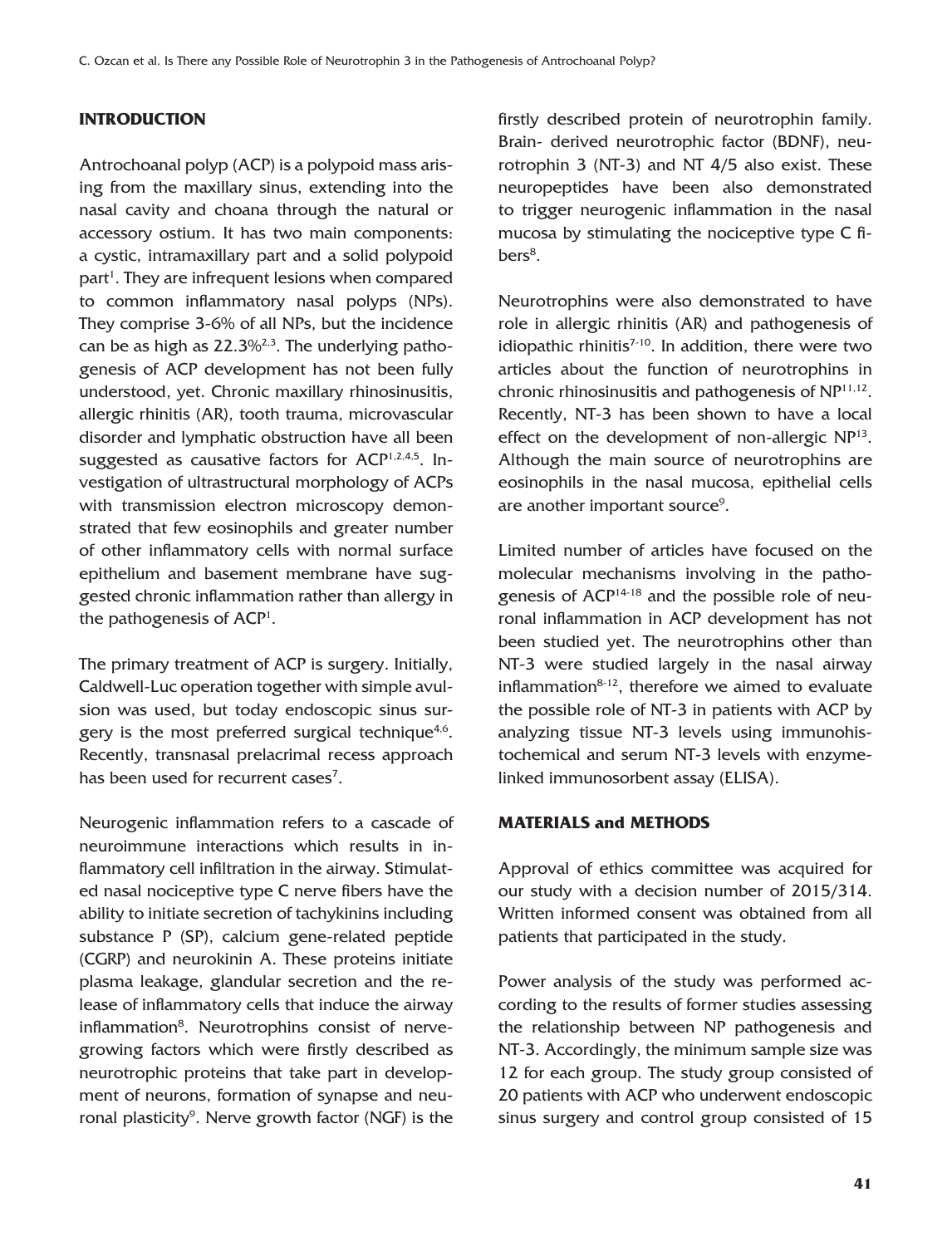## INTRODUCTION

Antrochoanal polyp (ACP) is a polypoid mass arising from the maxillary sinus, extending into the nasal cavity and choana through the natural or accessory ostium. It has two main components: a cystic, intramaxillary part and a solid polypoid part[1]. They are infrequent lesions when compared to common inflammatory nasal polyps (NPs). They comprise 3-6% of all NPs, but the incidence can be as high as 22.3%[2,3]. The underlying pathogenesis of ACP development has not been fully understood, yet. Chronic maxillary rhinosinusitis, allergic rhinitis (AR), tooth trauma, microvascular disorder and lymphatic obstruction have all been suggested as causative factors for ACP[1,2,4,5]. Investigation of ultrastructural morphology of ACPs with transmission electron microscopy demonstrated that few eosinophils and greater number of other inflammatory cells with normal surface epithelium and basement membrane have suggested chronic inflammation rather than allergy in the pathogenesis of ACP[1].

The primary treatment of ACP is surgery. Initially, Caldwell-Luc operation together with simple avulsion was used, but today endoscopic sinus surgery is the most preferred surgical technique[4,6]. Recently, transnasal prelacrimal recess approach has been used for recurrent cases[7].

Neurogenic inflammation refers to a cascade of neuroimmune interactions which results in inflammatory cell infiltration in the airway. Stimulated nasal nociceptive type C nerve fibers have the ability to initiate secretion of tachykinins including substance P (SP), calcium gene-related peptide (CGRP) and neurokinin A. These proteins initiate plasma leakage, glandular secretion and the release of inflammatory cells that induce the airway inflammation[8]. Neurotrophins consist of nerve-growing factors which were firstly described as neurotrophic proteins that take part in development of neurons, formation of synapse and neuronal plasticity[9]. Nerve growth factor (NGF) is the firstly described protein of neurotrophin family. Brain- derived neurotrophic factor (BDNF), neurotrophin 3 (NT-3) and NT 4/5 also exist. These neuropeptides have been also demonstrated to trigger neurogenic inflammation in the nasal mucosa by stimulating the nociceptive type C fibers[8].

Neurotrophins were also demonstrated to have role in allergic rhinitis (AR) and pathogenesis of idiopathic rhinitis[7-10]. In addition, there were two articles about the function of neurotrophins in chronic rhinosinusitis and pathogenesis of NP[11,12]. Recently, NT-3 has been shown to have a local effect on the development of non-allergic NP[13]. Although the main source of neurotrophins are eosinophils in the nasal mucosa, epithelial cells are another important source[9].

Limited number of articles have focused on the molecular mechanisms involving in the pathogenesis of ACP[14-18] and the possible role of neuronal inflammation in ACP development has not been studied yet. The neurotrophins other than NT-3 were studied largely in the nasal airway inflammation[8-12], therefore we aimed to evaluate the possible role of NT-3 in patients with ACP by analyzing tissue NT-3 levels using immunohistochemical and serum NT-3 levels with enzyme-linked immunosorbent assay (ELISA).

## MATERIALS and METHODS

Approval of ethics committee was acquired for our study with a decision number of 2015/314. Written informed consent was obtained from all patients that participated in the study.

Power analysis of the study was performed according to the results of former studies assessing the relationship between NP pathogenesis and NT-3. Accordingly, the minimum sample size was 12 for each group. The study group consisted of 20 patients with ACP who underwent endoscopic sinus surgery and control group consisted of 15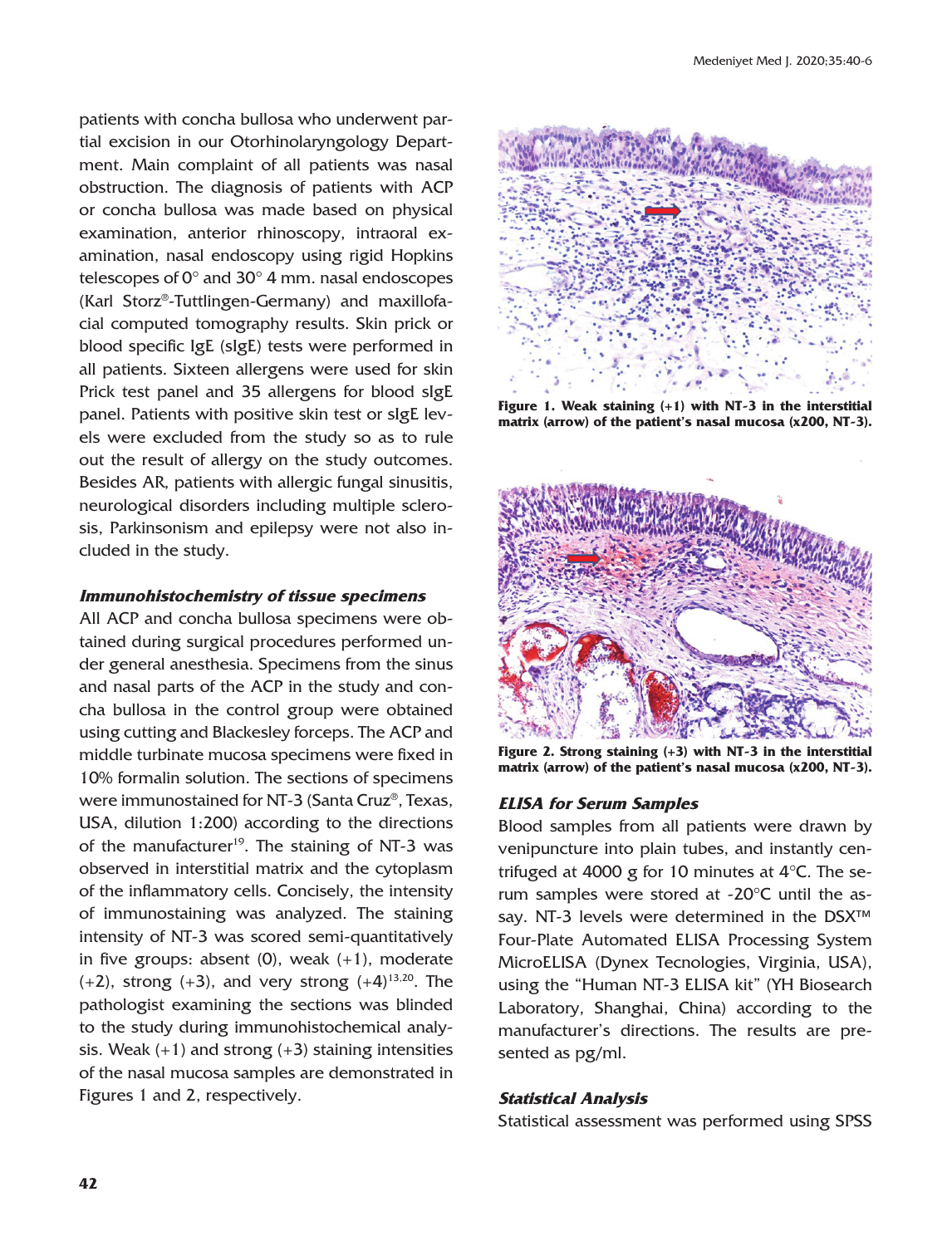patients with concha bullosa who underwent partial excision in our Otorhinolaryngology Department. Main complaint of all patients was nasal obstruction. The diagnosis of patients with ACP or concha bullosa was made based on physical examination, anterior rhinoscopy, intraoral examination, nasal endoscopy using rigid Hopkins telescopes of 0° and 30° 4 mm. nasal endoscopes (Karl Storz®-Tuttlingen-Germany) and maxillofacial computed tomography results. Skin prick or blood specific IgE (sIgE) tests were performed in all patients. Sixteen allergens were used for skin Prick test panel and 35 allergens for blood sIgE panel. Patients with positive skin test or sIgE levels were excluded from the study so as to rule out the result of allergy on the study outcomes. Besides AR, patients with allergic fungal sinusitis, neurological disorders including multiple sclerosis, Parkinsonism and epilepsy were not also included in the study.

### *Immunohistochemistry of tissue specimens*

All ACP and concha bullosa specimens were obtained during surgical procedures performed under general anesthesia. Specimens from the sinus and nasal parts of the ACP in the study and concha bullosa in the control group were obtained using cutting and Blackesley forceps. The ACP and middle turbinate mucosa specimens were fixed in 10% formalin solution. The sections of specimens were immunostained for NT-3 (Santa Cruz®, Texas, USA, dilution 1:200) according to the directions of the manufacturer[19]. The staining of NT-3 was observed in interstitial matrix and the cytoplasm of the inflammatory cells. Concisely, the intensity of immunostaining was analyzed. The staining intensity of NT-3 was scored semi-quantitatively in five groups: absent (0), weak (+1), moderate (+2), strong (+3), and very strong (+4)[13,20]. The pathologist examining the sections was blinded to the study during immunohistochemical analysis. Weak (+1) and strong (+3) staining intensities of the nasal mucosa samples are demonstrated in Figures 1 and 2, respectively.

**Figure 1. Weak staining (+1) with NT-3 in the interstitial matrix (arrow) of the patient's nasal mucosa (x200, NT-3).**

**Figure 2. Strong staining (+3) with NT-3 in the interstitial matrix (arrow) of the patient's nasal mucosa (x200, NT-3).**

### *ELISA for Serum Samples*

Blood samples from all patients were drawn by venipuncture into plain tubes, and instantly centrifuged at 4000 g for 10 minutes at 4°C. The serum samples were stored at -20°C until the assay. NT-3 levels were determined in the DSX™ Four-Plate Automated ELISA Processing System MicroELISA (Dynex Tecnologies, Virginia, USA), using the "Human NT-3 ELISA kit" (YH Biosearch Laboratory, Shanghai, China) according to the manufacturer's directions. The results are presented as pg/ml.

### *Statistical Analysis*

Statistical assessment was performed using SPSS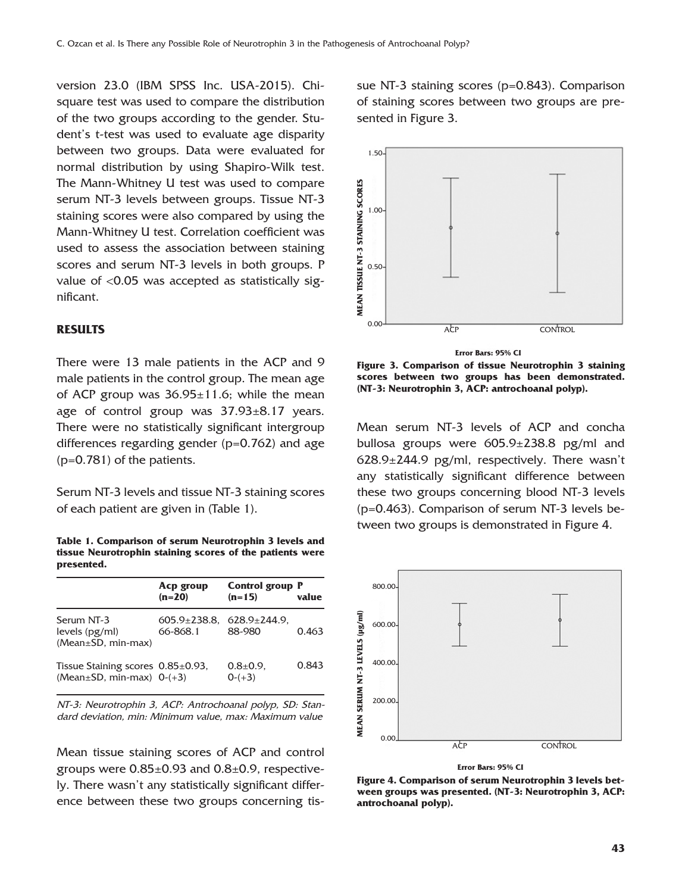version 23.0 (IBM SPSS Inc. USA-2015). Chi-square test was used to compare the distribution of the two groups according to the gender. Student's t-test was used to evaluate age disparity between two groups. Data were evaluated for normal distribution by using Shapiro-Wilk test. The Mann-Whitney U test was used to compare serum NT-3 levels between groups. Tissue NT-3 staining scores were also compared by using the Mann-Whitney U test. Correlation coefficient was used to assess the association between staining scores and serum NT-3 levels in both groups. P value of <0.05 was accepted as statistically significant.

## RESULTS

There were 13 male patients in the ACP and 9 male patients in the control group. The mean age of ACP group was 36.95±11.6; while the mean age of control group was 37.93±8.17 years. There were no statistically significant intergroup differences regarding gender (p=0.762) and age (p=0.781) of the patients.

Serum NT-3 levels and tissue NT-3 staining scores of each patient are given in (Table 1).

**Table 1. Comparison of serum Neurotrophin 3 levels and tissue Neurotrophin staining scores of the patients were presented.**

| | Acp group (n=20) | Control group (n=15) | P value |
|---|---|---|---|
| Serum NT-3 levels (pg/ml) (Mean±SD, min-max) | 605.9±238.8, 66-868.1 | 628.9±244.9, 88-980 | 0.463 |
| Tissue Staining scores (Mean±SD, min-max) | 0.85±0.93, 0-(+3) | 0.8±0.9, 0-(+3) | 0.843 |

*NT-3: Neurotrophin 3, ACP: Antrochoanal polyp, SD: Standard deviation, min: Minimum value, max: Maximum value*

Mean tissue staining scores of ACP and control groups were 0.85±0.93 and 0.8±0.9, respectively. There wasn't any statistically significant difference between these two groups concerning tissue NT-3 staining scores (p=0.843). Comparison of staining scores between two groups are presented in Figure 3.

Error Bars: 95% CI

**Figure 3. Comparison of tissue Neurotrophin 3 staining scores between two groups has been demonstrated. (NT-3: Neurotrophin 3, ACP: antrochoanal polyp).**

Mean serum NT-3 levels of ACP and concha bullosa groups were 605.9±238.8 pg/ml and 628.9±244.9 pg/ml, respectively. There wasn't any statistically significant difference between these two groups concerning blood NT-3 levels (p=0.463). Comparison of serum NT-3 levels between two groups is demonstrated in Figure 4.

Error Bars: 95% CI

**Figure 4. Comparison of serum Neurotrophin 3 levels between groups was presented. (NT-3: Neurotrophin 3, ACP: antrochoanal polyp).**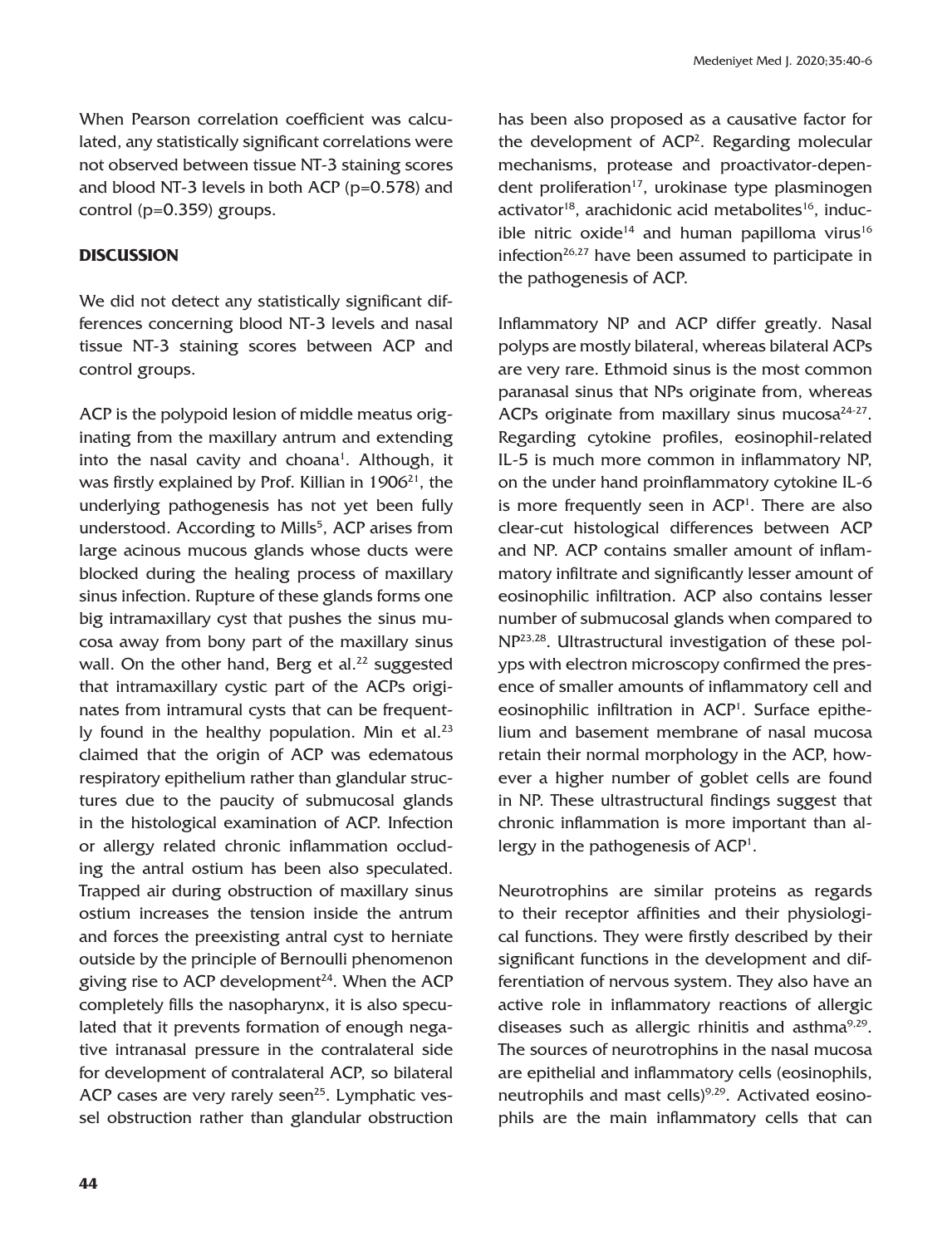When Pearson correlation coefficient was calculated, any statistically significant correlations were not observed between tissue NT-3 staining scores and blood NT-3 levels in both ACP (p=0.578) and control (p=0.359) groups.

## DISCUSSION

We did not detect any statistically significant differences concerning blood NT-3 levels and nasal tissue NT-3 staining scores between ACP and control groups.

ACP is the polypoid lesion of middle meatus originating from the maxillary antrum and extending into the nasal cavity and choana[1]. Although, it was firstly explained by Prof. Killian in 1906[21], the underlying pathogenesis has not yet been fully understood. According to Mills[5], ACP arises from large acinous mucous glands whose ducts were blocked during the healing process of maxillary sinus infection. Rupture of these glands forms one big intramaxillary cyst that pushes the sinus mucosa away from bony part of the maxillary sinus wall. On the other hand, Berg et al.[22] suggested that intramaxillary cystic part of the ACPs originates from intramural cysts that can be frequently found in the healthy population. Min et al.[23] claimed that the origin of ACP was edematous respiratory epithelium rather than glandular structures due to the paucity of submucosal glands in the histological examination of ACP. Infection or allergy related chronic inflammation occluding the antral ostium has been also speculated. Trapped air during obstruction of maxillary sinus ostium increases the tension inside the antrum and forces the preexisting antral cyst to herniate outside by the principle of Bernoulli phenomenon giving rise to ACP development[24]. When the ACP completely fills the nasopharynx, it is also speculated that it prevents formation of enough negative intranasal pressure in the contralateral side for development of contralateral ACP, so bilateral ACP cases are very rarely seen[25]. Lymphatic vessel obstruction rather than glandular obstruction has been also proposed as a causative factor for the development of ACP[2]. Regarding molecular mechanisms, protease and proactivator-dependent proliferation[17], urokinase type plasminogen activator[18], arachidonic acid metabolites[16], inducible nitric oxide[14] and human papilloma virus[16] infection[26,27] have been assumed to participate in the pathogenesis of ACP.

Inflammatory NP and ACP differ greatly. Nasal polyps are mostly bilateral, whereas bilateral ACPs are very rare. Ethmoid sinus is the most common paranasal sinus that NPs originate from, whereas ACPs originate from maxillary sinus mucosa[24-27]. Regarding cytokine profiles, eosinophil-related IL-5 is much more common in inflammatory NP, on the under hand proinflammatory cytokine IL-6 is more frequently seen in ACP[1]. There are also clear-cut histological differences between ACP and NP. ACP contains smaller amount of inflammatory infiltrate and significantly lesser amount of eosinophilic infiltration. ACP also contains lesser number of submucosal glands when compared to NP[23,28]. Ultrastructural investigation of these polyps with electron microscopy confirmed the presence of smaller amounts of inflammatory cell and eosinophilic infiltration in ACP[1]. Surface epithelium and basement membrane of nasal mucosa retain their normal morphology in the ACP, however a higher number of goblet cells are found in NP. These ultrastructural findings suggest that chronic inflammation is more important than allergy in the pathogenesis of ACP[1].

Neurotrophins are similar proteins as regards to their receptor affinities and their physiological functions. They were firstly described by their significant functions in the development and differentiation of nervous system. They also have an active role in inflammatory reactions of allergic diseases such as allergic rhinitis and asthma[9,29]. The sources of neurotrophins in the nasal mucosa are epithelial and inflammatory cells (eosinophils, neutrophils and mast cells)[9,29]. Activated eosinophils are the main inflammatory cells that can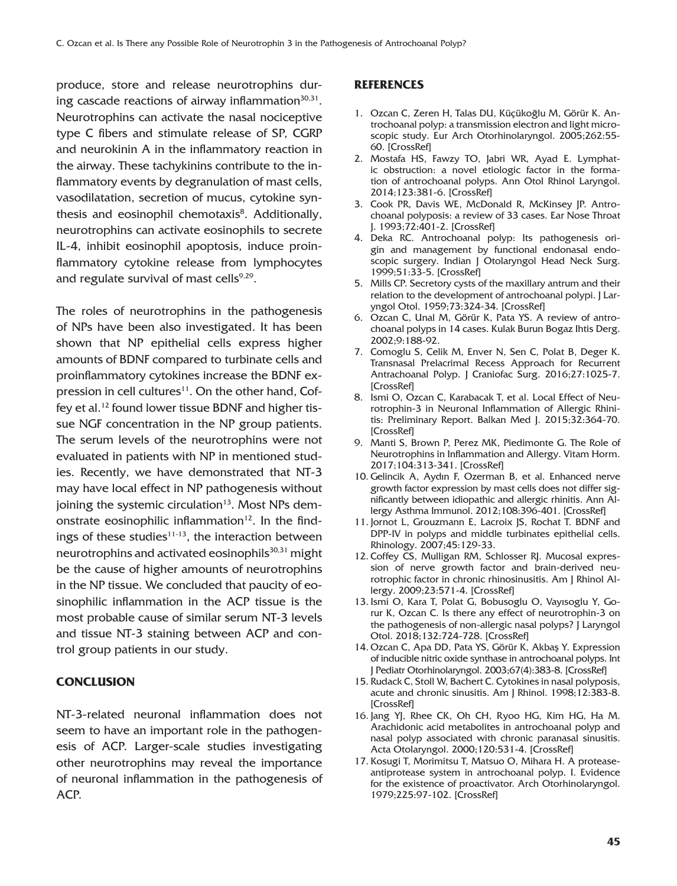produce, store and release neurotrophins during cascade reactions of airway inflammation[30,31]. Neurotrophins can activate the nasal nociceptive type C fibers and stimulate release of SP, CGRP and neurokinin A in the inflammatory reaction in the airway. These tachykinins contribute to the inflammatory events by degranulation of mast cells, vasodilatation, secretion of mucus, cytokine synthesis and eosinophil chemotaxis[8]. Additionally, neurotrophins can activate eosinophils to secrete IL-4, inhibit eosinophil apoptosis, induce proinflammatory cytokine release from lymphocytes and regulate survival of mast cells[9,29].

The roles of neurotrophins in the pathogenesis of NPs have been also investigated. It has been shown that NP epithelial cells express higher amounts of BDNF compared to turbinate cells and proinflammatory cytokines increase the BDNF expression in cell cultures[11]. On the other hand, Coffey et al.[12] found lower tissue BDNF and higher tissue NGF concentration in the NP group patients. The serum levels of the neurotrophins were not evaluated in patients with NP in mentioned studies. Recently, we have demonstrated that NT-3 may have local effect in NP pathogenesis without joining the systemic circulation[13]. Most NPs demonstrate eosinophilic inflammation[12]. In the findings of these studies[11-13], the interaction between neurotrophins and activated eosinophils[30,31] might be the cause of higher amounts of neurotrophins in the NP tissue. We concluded that paucity of eosinophilic inflammation in the ACP tissue is the most probable cause of similar serum NT-3 levels and tissue NT-3 staining between ACP and control group patients in our study.

## CONCLUSION

NT-3-related neuronal inflammation does not seem to have an important role in the pathogenesis of ACP. Larger-scale studies investigating other neurotrophins may reveal the importance of neuronal inflammation in the pathogenesis of ACP.

## REFERENCES

1. Ozcan C, Zeren H, Talas DU, Küçükoğlu M, Görür K. Antrochoanal polyp: a transmission electron and light microscopic study. Eur Arch Otorhinolaryngol. 2005;262:55-60. [CrossRef]
2. Mostafa HS, Fawzy TO, Jabri WR, Ayad E. Lymphatic obstruction: a novel etiologic factor in the formation of antrochoanal polyps. Ann Otol Rhinol Laryngol. 2014;123:381-6. [CrossRef]
3. Cook PR, Davis WE, McDonald R, McKinsey JP. Antrochoanal polyposis: a review of 33 cases. Ear Nose Throat J. 1993;72:401-2. [CrossRef]
4. Deka RC. Antrochoanal polyp: Its pathogenesis origin and management by functional endonasal endoscopic surgery. Indian J Otolaryngol Head Neck Surg. 1999;51:33-5. [CrossRef]
5. Mills CP. Secretory cysts of the maxillary antrum and their relation to the development of antrochoanal polypi. J Laryngol Otol. 1959;73:324-34. [CrossRef]
6. Ozcan C, Unal M, Görür K, Pata YS. A review of antrochoanal polyps in 14 cases. Kulak Burun Bogaz Ihtis Derg. 2002;9:188-92.
7. Comoglu S, Celik M, Enver N, Sen C, Polat B, Deger K. Transnasal Prelacrimal Recess Approach for Recurrent Antrachoanal Polyp. J Craniofac Surg. 2016;27:1025-7. [CrossRef]
8. Ismi O, Ozcan C, Karabacak T, et al. Local Effect of Neurotrophin-3 in Neuronal Inflammation of Allergic Rhinitis: Preliminary Report. Balkan Med J. 2015;32:364-70. [CrossRef]
9. Manti S, Brown P, Perez MK, Piedimonte G. The Role of Neurotrophins in Inflammation and Allergy. Vitam Horm. 2017;104:313-341. [CrossRef]
10. Gelincik A, Aydın F, Ozerman B, et al. Enhanced nerve growth factor expression by mast cells does not differ significantly between idiopathic and allergic rhinitis. Ann Allergy Asthma Immunol. 2012;108:396-401. [CrossRef]
11. Jornot L, Grouzmann E, Lacroix JS, Rochat T. BDNF and DPP-IV in polyps and middle turbinates epithelial cells. Rhinology. 2007;45:129-33.
12. Coffey CS, Mulligan RM, Schlosser RJ. Mucosal expression of nerve growth factor and brain-derived neurotrophic factor in chronic rhinosinusitis. Am J Rhinol Allergy. 2009;23:571-4. [CrossRef]
13. Ismi O, Kara T, Polat G, Bobusoglu O, Vayısoglu Y, Gorur K, Ozcan C. Is there any effect of neurotrophin-3 on the pathogenesis of non-allergic nasal polyps? J Laryngol Otol. 2018;132:724-728. [CrossRef]
14. Ozcan C, Apa DD, Pata YS, Görür K, Akbaş Y. Expression of inducible nitric oxide synthase in antrochoanal polyps. Int J Pediatr Otorhinolaryngol. 2003;67(4):383-8. [CrossRef]
15. Rudack C, Stoll W, Bachert C. Cytokines in nasal polyposis, acute and chronic sinusitis. Am J Rhinol. 1998;12:383-8. [CrossRef]
16. Jang YJ, Rhee CK, Oh CH, Ryoo HG, Kim HG, Ha M. Arachidonic acid metabolites in antrochoanal polyp and nasal polyp associated with chronic paranasal sinusitis. Acta Otolaryngol. 2000;120:531-4. [CrossRef]
17. Kosugi T, Morimitsu T, Matsuo O, Mihara H. A protease-antiprotease system in antrochoanal polyp. I. Evidence for the existence of proactivator. Arch Otorhinolaryngol. 1979;225:97-102. [CrossRef]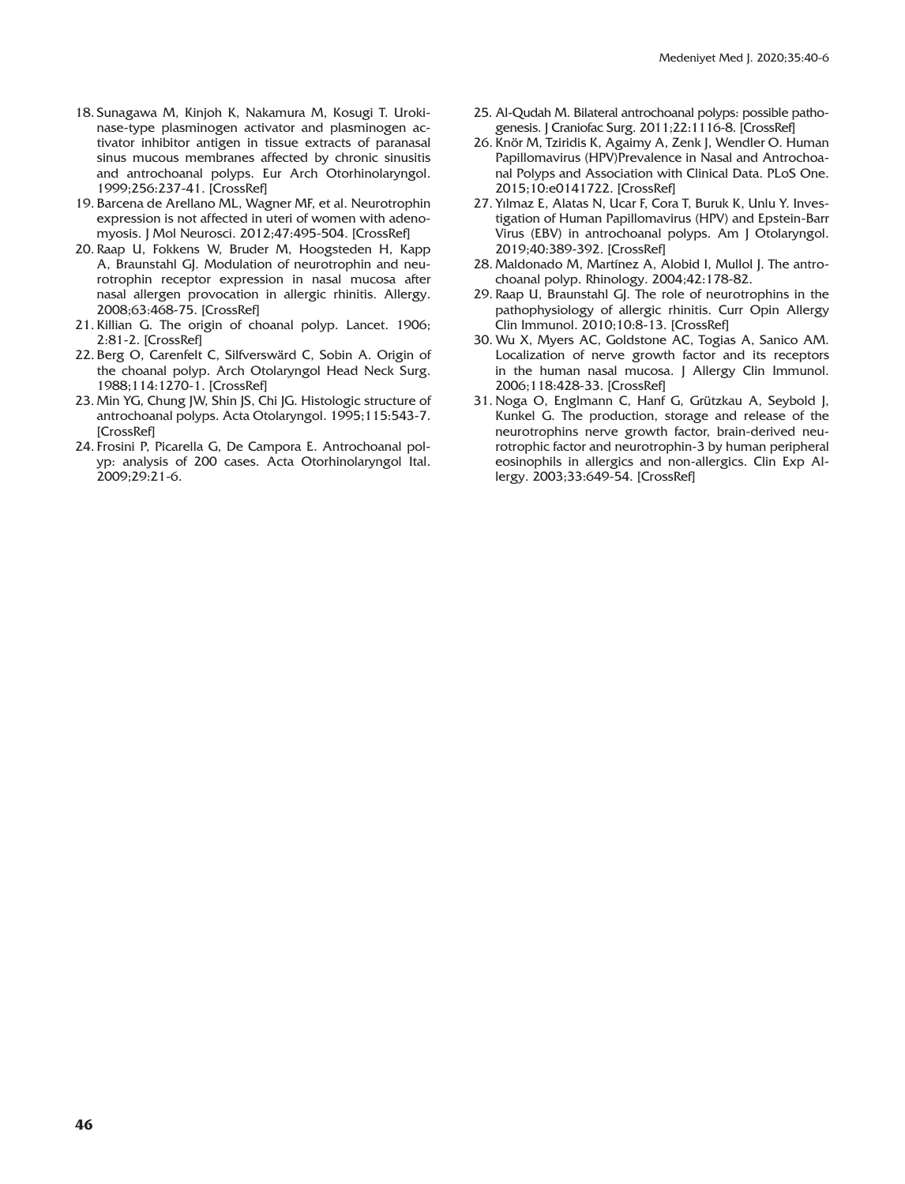18. Sunagawa M, Kinjoh K, Nakamura M, Kosugi T. Urokinase-type plasminogen activator and plasminogen activator inhibitor antigen in tissue extracts of paranasal sinus mucous membranes affected by chronic sinusitis and antrochoanal polyps. Eur Arch Otorhinolaryngol. 1999;256:237-41. [CrossRef]
19. Barcena de Arellano ML, Wagner MF, et al. Neurotrophin expression is not affected in uteri of women with adenomyosis. J Mol Neurosci. 2012;47:495-504. [CrossRef]
20. Raap U, Fokkens W, Bruder M, Hoogsteden H, Kapp A, Braunstahl GJ. Modulation of neurotrophin and neurotrophin receptor expression in nasal mucosa after nasal allergen provocation in allergic rhinitis. Allergy. 2008;63:468-75. [CrossRef]
21. Killian G. The origin of choanal polyp. Lancet. 1906; 2:81-2. [CrossRef]
22. Berg O, Carenfelt C, Silfverswärd C, Sobin A. Origin of the choanal polyp. Arch Otolaryngol Head Neck Surg. 1988;114:1270-1. [CrossRef]
23. Min YG, Chung JW, Shin JS, Chi JG. Histologic structure of antrochoanal polyps. Acta Otolaryngol. 1995;115:543-7. [CrossRef]
24. Frosini P, Picarella G, De Campora E. Antrochoanal polyp: analysis of 200 cases. Acta Otorhinolaryngol Ital. 2009;29:21-6.
25. Al-Qudah M. Bilateral antrochoanal polyps: possible pathogenesis. J Craniofac Surg. 2011;22:1116-8. [CrossRef]
26. Knör M, Tziridis K, Agaimy A, Zenk J, Wendler O. Human Papillomavirus (HPV)Prevalence in Nasal and Antrochoanal Polyps and Association with Clinical Data. PLoS One. 2015;10:e0141722. [CrossRef]
27. Yılmaz E, Alatas N, Ucar F, Cora T, Buruk K, Unlu Y. Investigation of Human Papillomavirus (HPV) and Epstein-Barr Virus (EBV) in antrochoanal polyps. Am J Otolaryngol. 2019;40:389-392. [CrossRef]
28. Maldonado M, Martínez A, Alobid I, Mullol J. The antrochoanal polyp. Rhinology. 2004;42:178-82.
29. Raap U, Braunstahl GJ. The role of neurotrophins in the pathophysiology of allergic rhinitis. Curr Opin Allergy Clin Immunol. 2010;10:8-13. [CrossRef]
30. Wu X, Myers AC, Goldstone AC, Togias A, Sanico AM. Localization of nerve growth factor and its receptors in the human nasal mucosa. J Allergy Clin Immunol. 2006;118:428-33. [CrossRef]
31. Noga O, Englmann C, Hanf G, Grützkau A, Seybold J, Kunkel G. The production, storage and release of the neurotrophins nerve growth factor, brain-derived neurotrophic factor and neurotrophin-3 by human peripheral eosinophils in allergics and non-allergics. Clin Exp Allergy. 2003;33:649-54. [CrossRef]